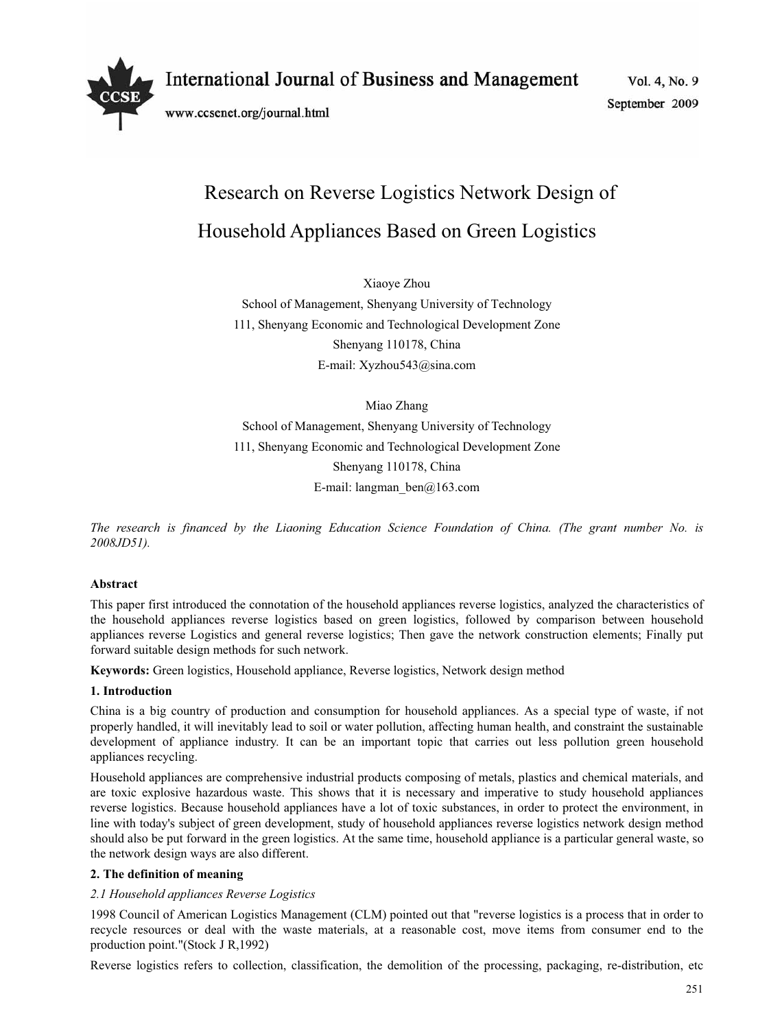# Research on Reverse Logistics Network Design of Household Appliances Based on Green Logistics

Xiaoye Zhou

School of Management, Shenyang University of Technology

111, Shenyang Economic and Technological Development Zone

Shenyang 110178, China

E-mail: Xyzhou543@sina.com

Miao Zhang

School of Management, Shenyang University of Technology

111, Shenyang Economic and Technological Development Zone

Shenyang 110178, China

E-mail: langman_ben@163.com

*The research is financed by the Liaoning Education Science Foundation of China. (The grant number No. is 2008JD51).*

**Abstract**

This paper first introduced the connotation of the household appliances reverse logistics, analyzed the characteristics of the household appliances reverse logistics based on green logistics, followed by comparison between household appliances reverse Logistics and general reverse logistics; Then gave the network construction elements; Finally put forward suitable design methods for such network.

**Keywords:** Green logistics, Household appliance, Reverse logistics, Network design method

## 1. Introduction

China is a big country of production and consumption for household appliances. As a special type of waste, if not properly handled, it will inevitably lead to soil or water pollution, affecting human health, and constraint the sustainable development of appliance industry. It can be an important topic that carries out less pollution green household appliances recycling.

Household appliances are comprehensive industrial products composing of metals, plastics and chemical materials, and are toxic explosive hazardous waste. This shows that it is necessary and imperative to study household appliances reverse logistics. Because household appliances have a lot of toxic substances, in order to protect the environment, in line with today's subject of green development, study of household appliances reverse logistics network design method should also be put forward in the green logistics. At the same time, household appliance is a particular general waste, so the network design ways are also different.

## 2. The definition of meaning

### *2.1 Household appliances Reverse Logistics*

1998 Council of American Logistics Management (CLM) pointed out that "reverse logistics is a process that in order to recycle resources or deal with the waste materials, at a reasonable cost, move items from consumer end to the production point."(Stock J R,1992)

Reverse logistics refers to collection, classification, the demolition of the processing, packaging, re-distribution, etc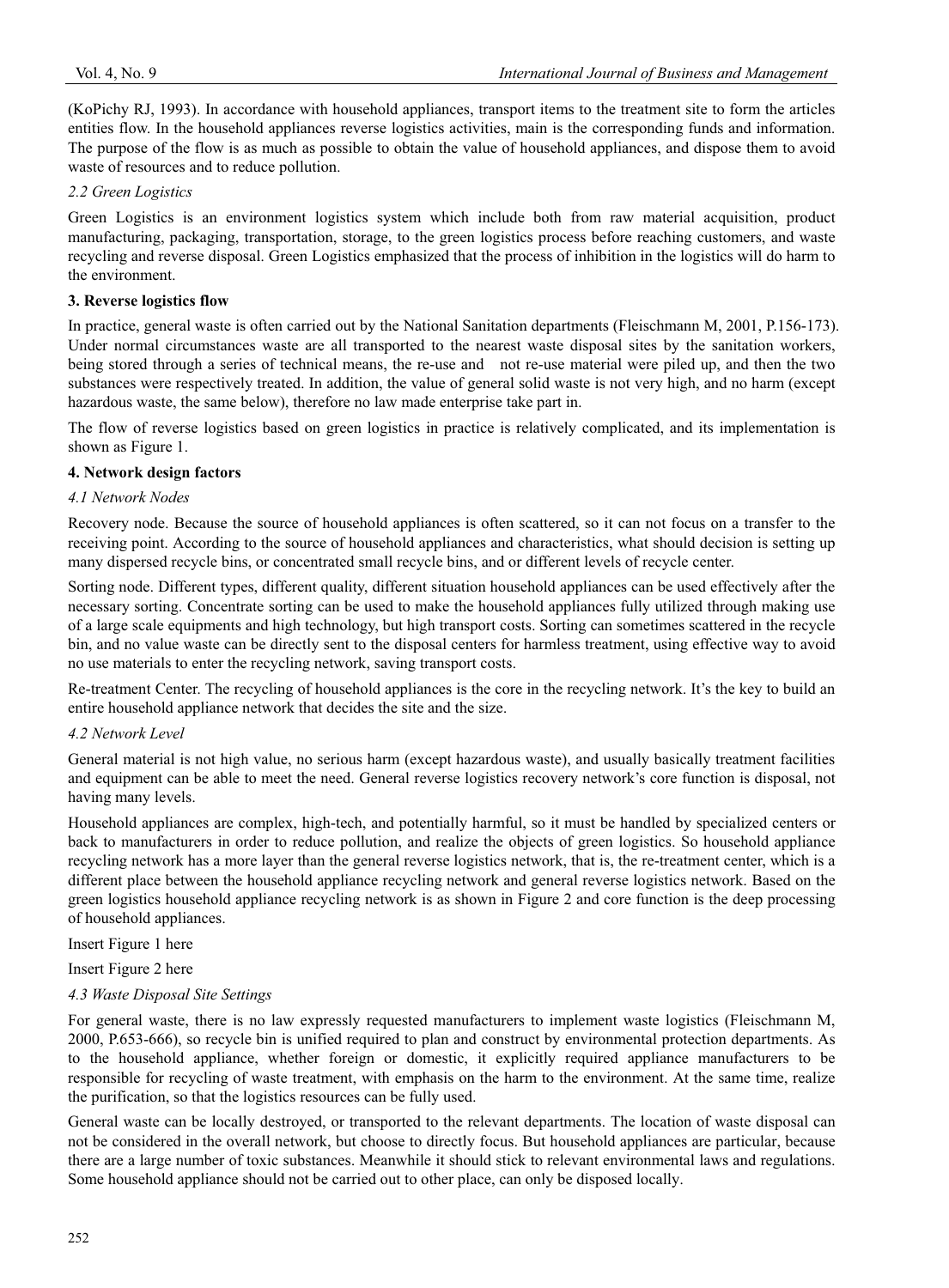(KoPichy RJ, 1993). In accordance with household appliances, transport items to the treatment site to form the articles entities flow. In the household appliances reverse logistics activities, main is the corresponding funds and information. The purpose of the flow is as much as possible to obtain the value of household appliances, and dispose them to avoid waste of resources and to reduce pollution.

### *2.2 Green Logistics*

Green Logistics is an environment logistics system which include both from raw material acquisition, product manufacturing, packaging, transportation, storage, to the green logistics process before reaching customers, and waste recycling and reverse disposal. Green Logistics emphasized that the process of inhibition in the logistics will do harm to the environment.

## **3. Reverse logistics flow**

In practice, general waste is often carried out by the National Sanitation departments (Fleischmann M, 2001, P.156-173). Under normal circumstances waste are all transported to the nearest waste disposal sites by the sanitation workers, being stored through a series of technical means, the re-use and not re-use material were piled up, and then the two substances were respectively treated. In addition, the value of general solid waste is not very high, and no harm (except hazardous waste, the same below), therefore no law made enterprise take part in.

The flow of reverse logistics based on green logistics in practice is relatively complicated, and its implementation is shown as Figure 1.

## **4. Network design factors**

### *4.1 Network Nodes*

Recovery node. Because the source of household appliances is often scattered, so it can not focus on a transfer to the receiving point. According to the source of household appliances and characteristics, what should decision is setting up many dispersed recycle bins, or concentrated small recycle bins, and or different levels of recycle center.

Sorting node. Different types, different quality, different situation household appliances can be used effectively after the necessary sorting. Concentrate sorting can be used to make the household appliances fully utilized through making use of a large scale equipments and high technology, but high transport costs. Sorting can sometimes scattered in the recycle bin, and no value waste can be directly sent to the disposal centers for harmless treatment, using effective way to avoid no use materials to enter the recycling network, saving transport costs.

Re-treatment Center. The recycling of household appliances is the core in the recycling network. It's the key to build an entire household appliance network that decides the site and the size.

### *4.2 Network Level*

General material is not high value, no serious harm (except hazardous waste), and usually basically treatment facilities and equipment can be able to meet the need. General reverse logistics recovery network's core function is disposal, not having many levels.

Household appliances are complex, high-tech, and potentially harmful, so it must be handled by specialized centers or back to manufacturers in order to reduce pollution, and realize the objects of green logistics. So household appliance recycling network has a more layer than the general reverse logistics network, that is, the re-treatment center, which is a different place between the household appliance recycling network and general reverse logistics network. Based on the green logistics household appliance recycling network is as shown in Figure 2 and core function is the deep processing of household appliances.

Insert Figure 1 here

Insert Figure 2 here

### *4.3 Waste Disposal Site Settings*

For general waste, there is no law expressly requested manufacturers to implement waste logistics (Fleischmann M, 2000, P.653-666), so recycle bin is unified required to plan and construct by environmental protection departments. As to the household appliance, whether foreign or domestic, it explicitly required appliance manufacturers to be responsible for recycling of waste treatment, with emphasis on the harm to the environment. At the same time, realize the purification, so that the logistics resources can be fully used.

General waste can be locally destroyed, or transported to the relevant departments. The location of waste disposal can not be considered in the overall network, but choose to directly focus. But household appliances are particular, because there are a large number of toxic substances. Meanwhile it should stick to relevant environmental laws and regulations. Some household appliance should not be carried out to other place, can only be disposed locally.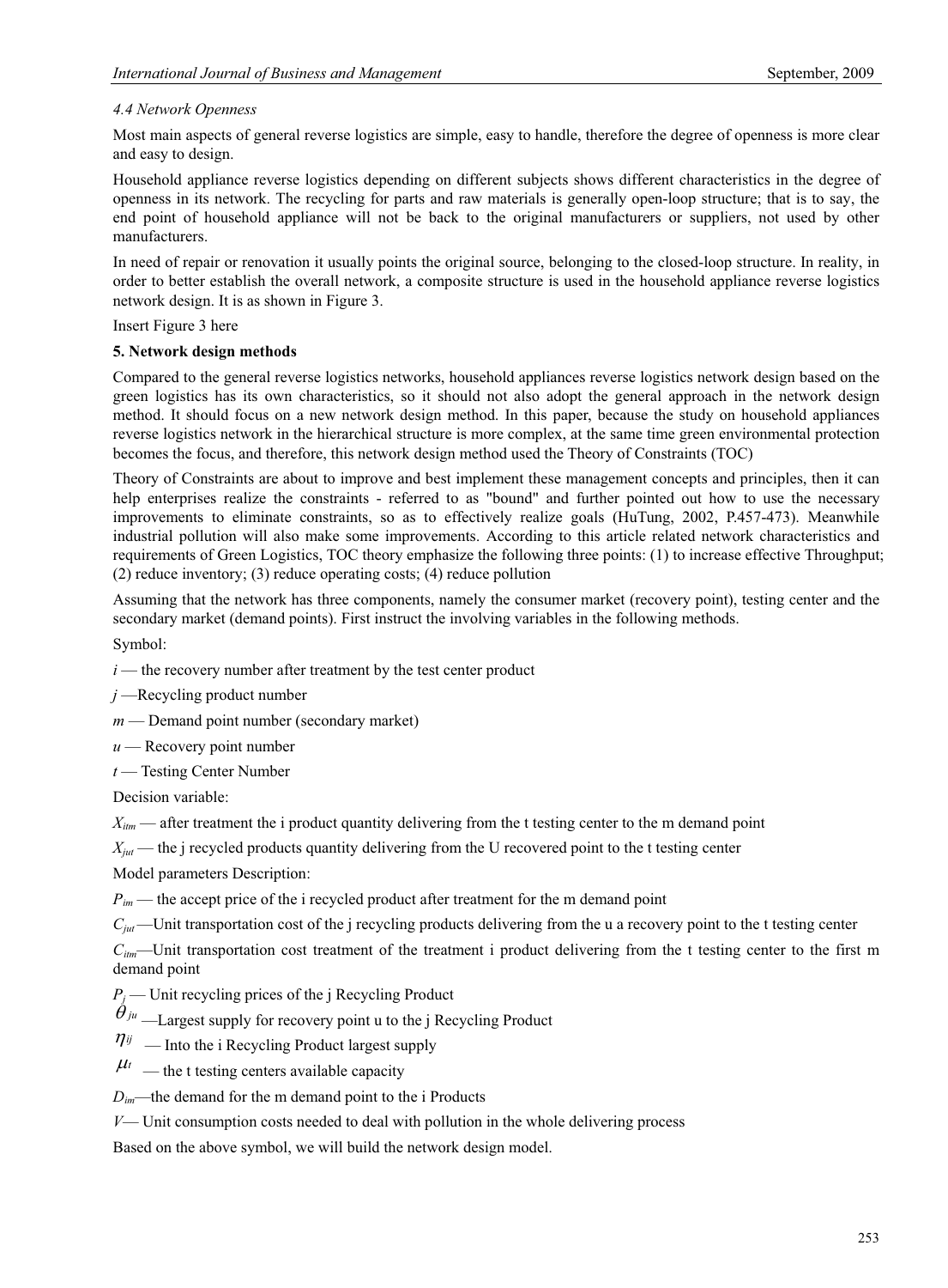*4.4 Network Openness*

Most main aspects of general reverse logistics are simple, easy to handle, therefore the degree of openness is more clear and easy to design.

Household appliance reverse logistics depending on different subjects shows different characteristics in the degree of openness in its network. The recycling for parts and raw materials is generally open-loop structure; that is to say, the end point of household appliance will not be back to the original manufacturers or suppliers, not used by other manufacturers.

In need of repair or renovation it usually points the original source, belonging to the closed-loop structure. In reality, in order to better establish the overall network, a composite structure is used in the household appliance reverse logistics network design. It is as shown in Figure 3.

Insert Figure 3 here

**5. Network design methods**

Compared to the general reverse logistics networks, household appliances reverse logistics network design based on the green logistics has its own characteristics, so it should not also adopt the general approach in the network design method. It should focus on a new network design method. In this paper, because the study on household appliances reverse logistics network in the hierarchical structure is more complex, at the same time green environmental protection becomes the focus, and therefore, this network design method used the Theory of Constraints (TOC)

Theory of Constraints are about to improve and best implement these management concepts and principles, then it can help enterprises realize the constraints - referred to as "bound" and further pointed out how to use the necessary improvements to eliminate constraints, so as to effectively realize goals (HuTung, 2002, P.457-473). Meanwhile industrial pollution will also make some improvements. According to this article related network characteristics and requirements of Green Logistics, TOC theory emphasize the following three points: (1) to increase effective Throughput; (2) reduce inventory; (3) reduce operating costs; (4) reduce pollution

Assuming that the network has three components, namely the consumer market (recovery point), testing center and the secondary market (demand points). First instruct the involving variables in the following methods.

Symbol:

$i$ — the recovery number after treatment by the test center product

$j$ —Recycling product number

$m$ — Demand point number (secondary market)

$u$ — Recovery point number

$t$ — Testing Center Number

Decision variable:

$X_{itm}$ — after treatment the i product quantity delivering from the t testing center to the m demand point

$X_{jut}$ — the j recycled products quantity delivering from the U recovered point to the t testing center

Model parameters Description:

$P_{im}$ — the accept price of the i recycled product after treatment for the m demand point

$C_{jut}$ —Unit transportation cost of the j recycling products delivering from the u a recovery point to the t testing center

$C_{itm}$—Unit transportation cost treatment of the treatment i product delivering from the t testing center to the first m demand point

$P_j$ — Unit recycling prices of the j Recycling Product

$\theta_{ju}$ —Largest supply for recovery point u to the j Recycling Product

$\eta_{ij}$ — Into the i Recycling Product largest supply

$\mu_t$ — the t testing centers available capacity

$D_{im}$—the demand for the m demand point to the i Products

$V$— Unit consumption costs needed to deal with pollution in the whole delivering process

Based on the above symbol, we will build the network design model.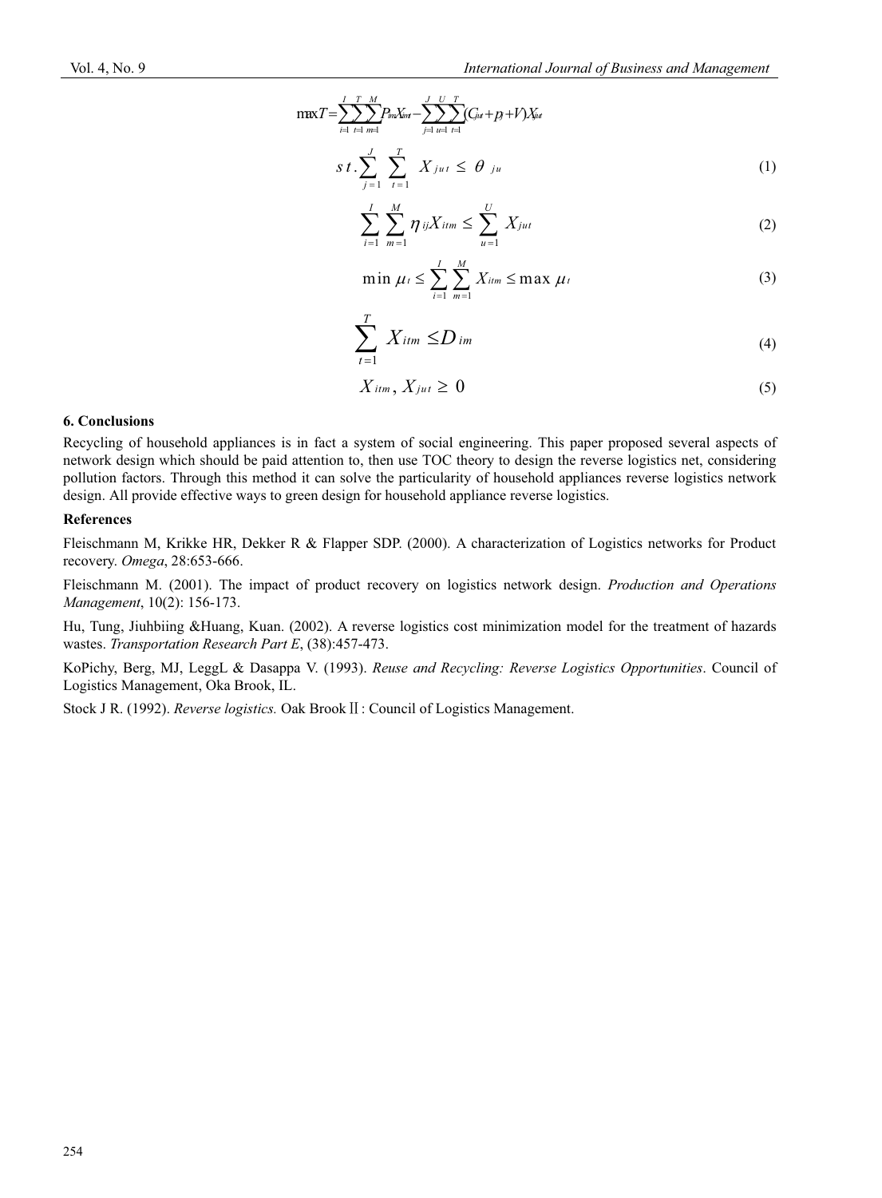$$\max T = \sum_{i=1}^{I}\sum_{t=1}^{T}\sum_{m=1}^{M} P_{tm} X_{itm} - \sum_{j=1}^{J}\sum_{u=1}^{U}\sum_{t=1}^{T} (C_{jut} + p_j + V) X_{jut}$$

$$s.t. \sum_{j=1}^{J}\sum_{t=1}^{T} X_{jut} \leq \theta_{ju} \tag{1}$$

$$\sum_{i=1}^{I}\sum_{m=1}^{M} \eta_{ij} X_{itm} \leq \sum_{u=1}^{U} X_{jut} \tag{2}$$

$$\min \mu_t \leq \sum_{i=1}^{I}\sum_{m=1}^{M} X_{itm} \leq \max \mu_t \tag{3}$$

$$\sum_{t=1}^{T} X_{itm} \leq D_{im} \tag{4}$$

$$X_{itm}, X_{jut} \geq 0 \tag{5}$$

**6. Conclusions**

Recycling of household appliances is in fact a system of social engineering. This paper proposed several aspects of network design which should be paid attention to, then use TOC theory to design the reverse logistics net, considering pollution factors. Through this method it can solve the particularity of household appliances reverse logistics network design. All provide effective ways to green design for household appliance reverse logistics.

**References**

Fleischmann M, Krikke HR, Dekker R & Flapper SDP. (2000). A characterization of Logistics networks for Product recovery. *Omega*, 28:653-666.

Fleischmann M. (2001). The impact of product recovery on logistics network design. *Production and Operations Management*, 10(2): 156-173.

Hu, Tung, Jiuhbiing &Huang, Kuan. (2002). A reverse logistics cost minimization model for the treatment of hazards wastes. *Transportation Research Part E*, (38):457-473.

KoPichy, Berg, MJ, LeggL & Dasappa V. (1993). *Reuse and Recycling: Reverse Logistics Opportunities*. Council of Logistics Management, Oka Brook, IL.

Stock J R. (1992). *Reverse logistics.* Oak Brook Ⅱ: Council of Logistics Management.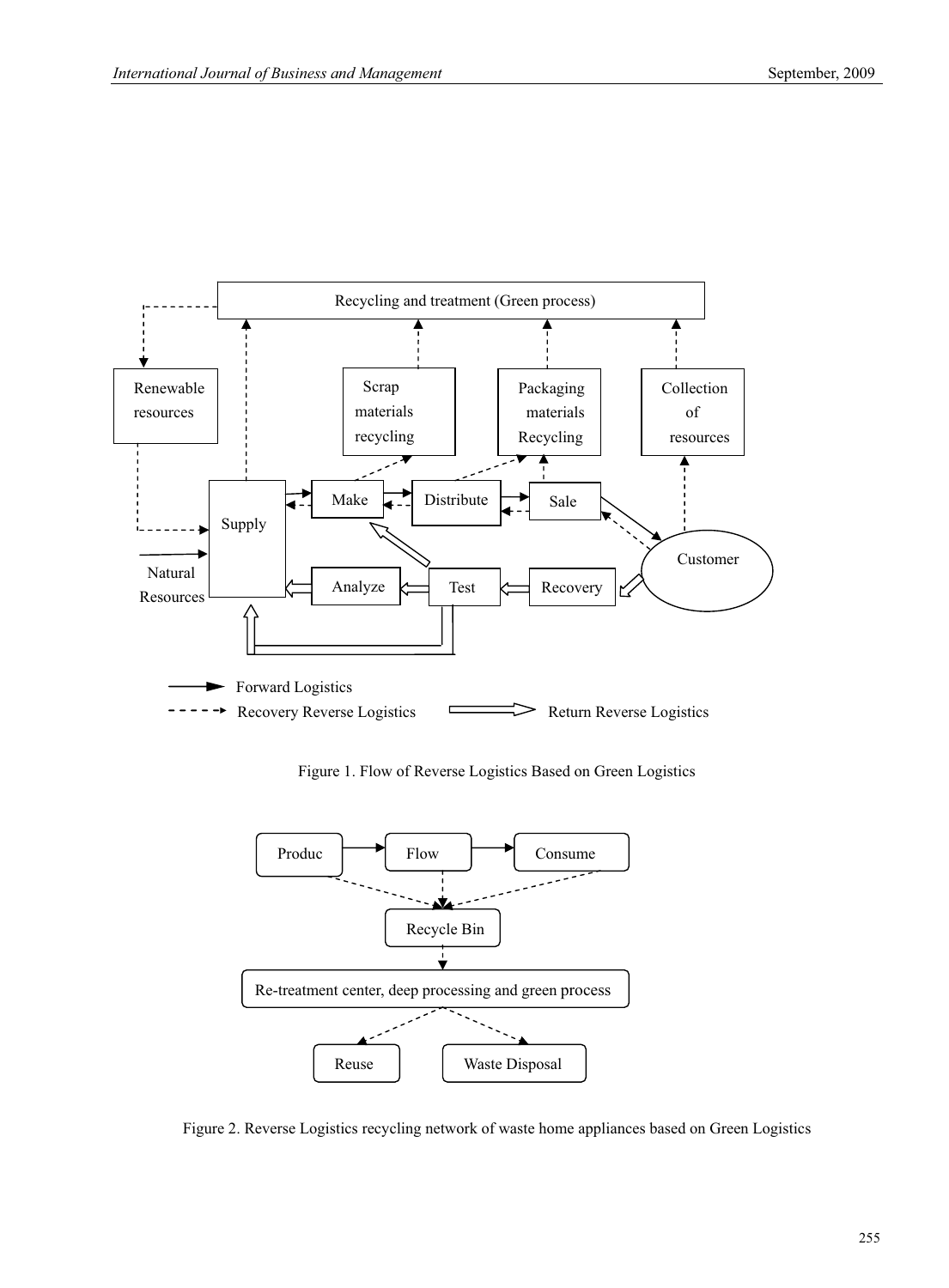Figure 1. Flow of Reverse Logistics Based on Green Logistics

Figure 2. Reverse Logistics recycling network of waste home appliances based on Green Logistics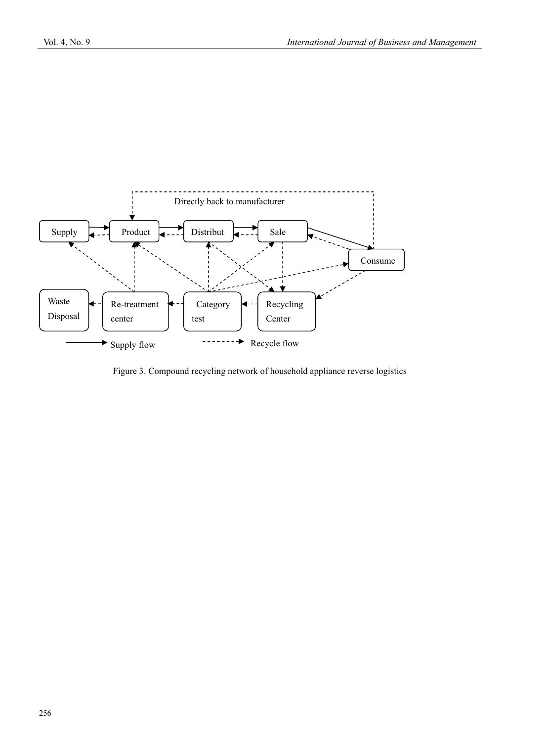Directly back to manufacturer

Supply

Product

Distribut

Sale

Consume

Waste Disposal

Re-treatment center

Category test

Recycling Center

Supply flow

Recycle flow

Figure 3. Compound recycling network of household appliance reverse logistics